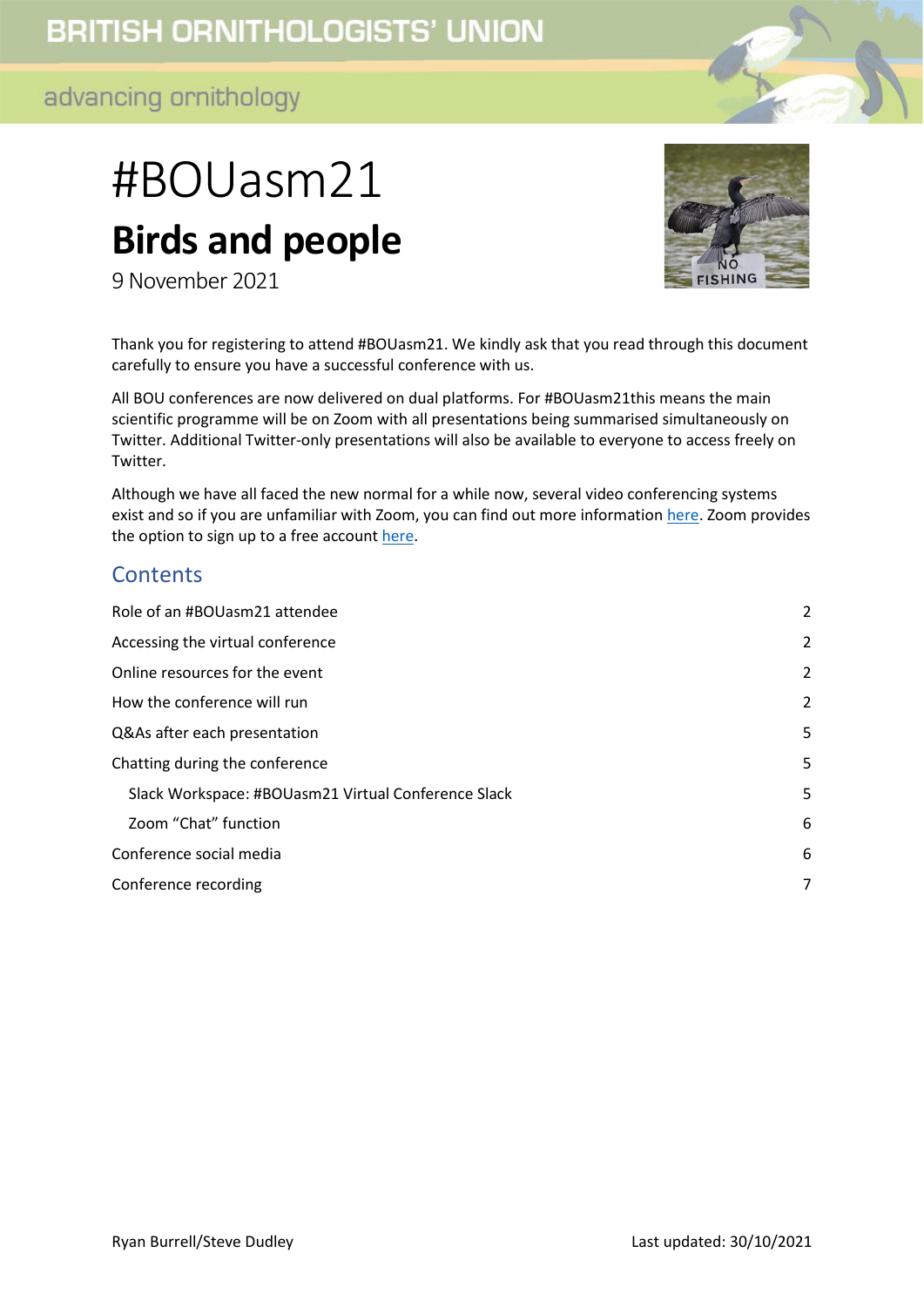# #BOUasm21

## Birds and people

9 November 2021

Thank you for registering to attend #BOUasm21. We kindly ask that you read through this document carefully to ensure you have a successful conference with us.

All BOU conferences are now delivered on dual platforms. For #BOUasm21this means the main scientific programme will be on Zoom with all presentations being summarised simultaneously on Twitter. Additional Twitter-only presentations will also be available to everyone to access freely on Twitter.

Although we have all faced the new normal for a while now, several video conferencing systems exist and so if you are unfamiliar with Zoom, you can find out more information here. Zoom provides the option to sign up to a free account here.

## Contents

- Role of an #BOUasm21 attendee — 2
- Accessing the virtual conference — 2
- Online resources for the event — 2
- How the conference will run — 2
- Q&As after each presentation — 5
- Chatting during the conference — 5
  - Slack Workspace: #BOUasm21 Virtual Conference Slack — 5
  - Zoom "Chat" function — 6
- Conference social media — 6
- Conference recording — 7

Ryan Burrell/Steve Dudley

Last updated: 30/10/2021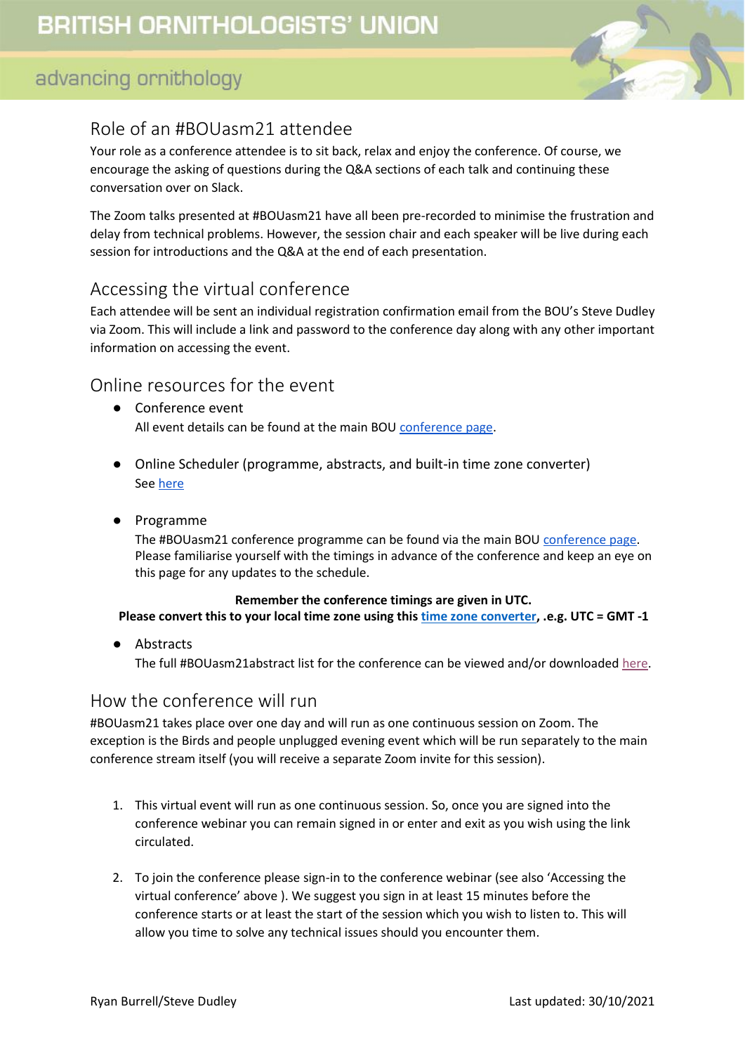## Role of an #BOUasm21 attendee

Your role as a conference attendee is to sit back, relax and enjoy the conference. Of course, we encourage the asking of questions during the Q&A sections of each talk and continuing these conversation over on Slack.

The Zoom talks presented at #BOUasm21 have all been pre-recorded to minimise the frustration and delay from technical problems. However, the session chair and each speaker will be live during each session for introductions and the Q&A at the end of each presentation.

## Accessing the virtual conference

Each attendee will be sent an individual registration confirmation email from the BOU's Steve Dudley via Zoom. This will include a link and password to the conference day along with any other important information on accessing the event.

## Online resources for the event

- Conference event
  All event details can be found at the main BOU conference page.

- Online Scheduler (programme, abstracts, and built-in time zone converter)
  See here

- Programme
  The #BOUasm21 conference programme can be found via the main BOU conference page. Please familiarise yourself with the timings in advance of the conference and keep an eye on this page for any updates to the schedule.

**Remember the conference timings are given in UTC.**
**Please convert this to your local time zone using this time zone converter, .e.g. UTC = GMT -1**

- Abstracts
  The full #BOUasm21abstract list for the conference can be viewed and/or downloaded here.

## How the conference will run

#BOUasm21 takes place over one day and will run as one continuous session on Zoom. The exception is the Birds and people unplugged evening event which will be run separately to the main conference stream itself (you will receive a separate Zoom invite for this session).

1. This virtual event will run as one continuous session. So, once you are signed into the conference webinar you can remain signed in or enter and exit as you wish using the link circulated.

2. To join the conference please sign-in to the conference webinar (see also 'Accessing the virtual conference' above ). We suggest you sign in at least 15 minutes before the conference starts or at least the start of the session which you wish to listen to. This will allow you time to solve any technical issues should you encounter them.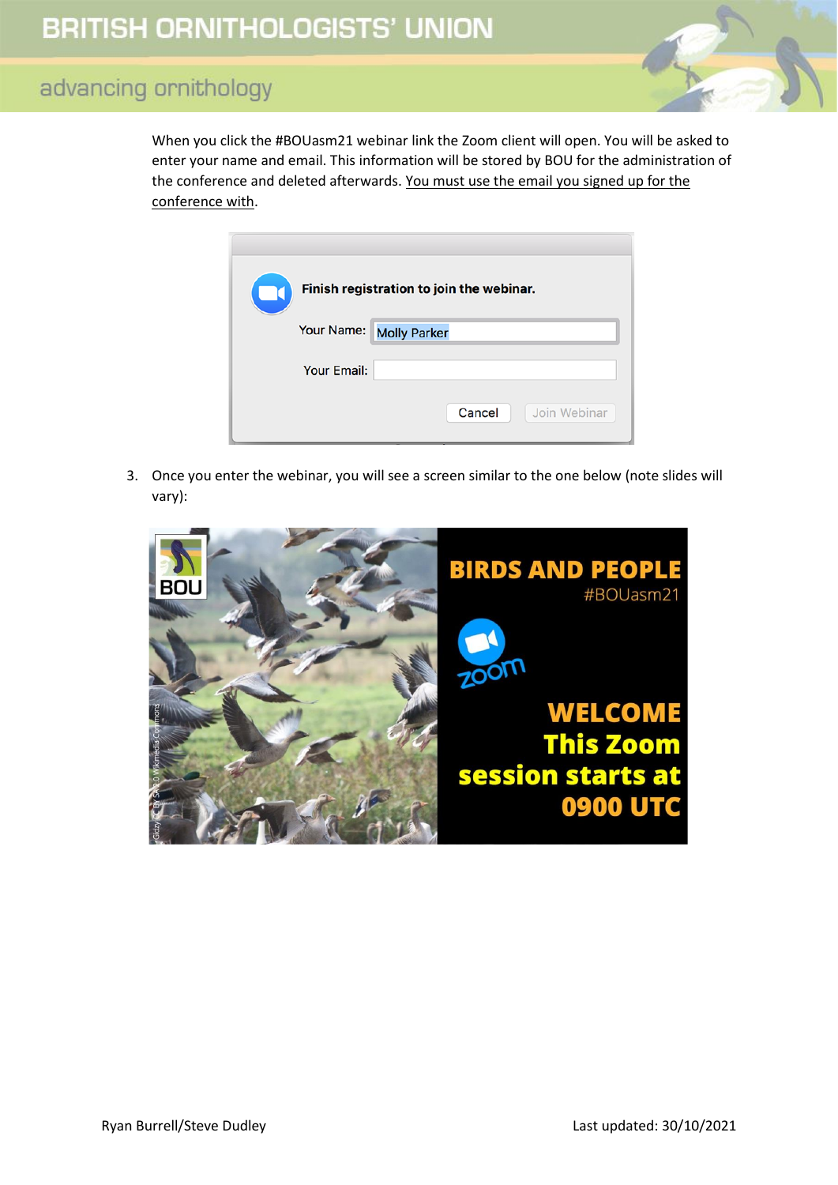When you click the #BOUasm21 webinar link the Zoom client will open. You will be asked to enter your name and email. This information will be stored by BOU for the administration of the conference and deleted afterwards. You must use the email you signed up for the conference with.

3. Once you enter the webinar, you will see a screen similar to the one below (note slides will vary):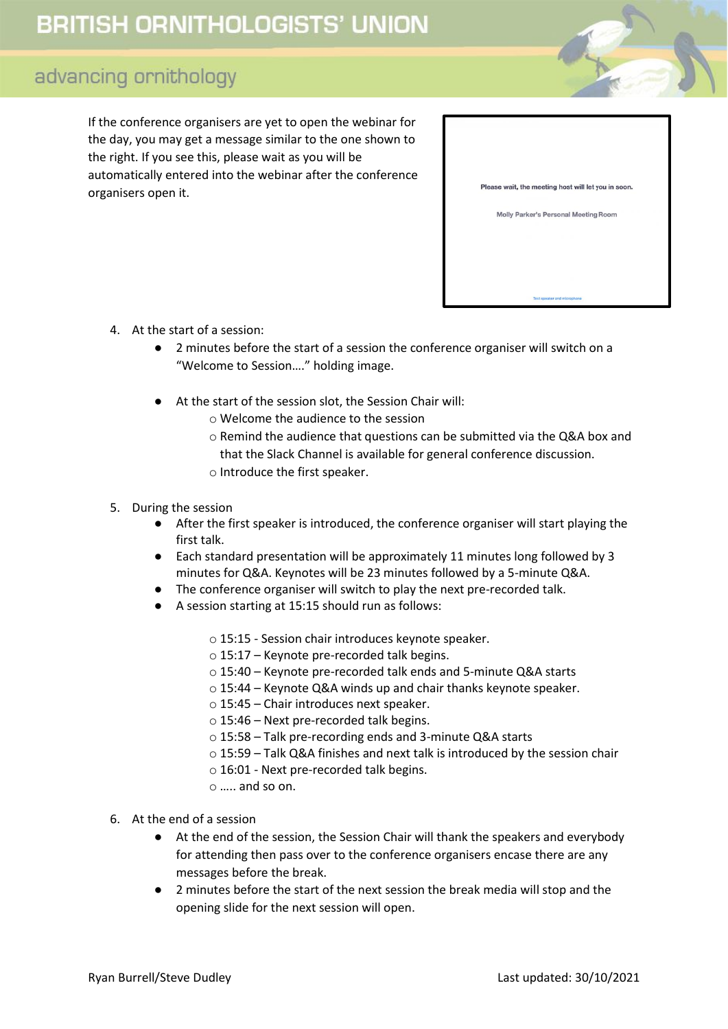If the conference organisers are yet to open the webinar for the day, you may get a message similar to the one shown to the right. If you see this, please wait as you will be automatically entered into the webinar after the conference organisers open it.

4. At the start of a session:
   - 2 minutes before the start of a session the conference organiser will switch on a "Welcome to Session…." holding image.
   - At the start of the session slot, the Session Chair will:
     - Welcome the audience to the session
     - Remind the audience that questions can be submitted via the Q&A box and that the Slack Channel is available for general conference discussion.
     - Introduce the first speaker.

5. During the session
   - After the first speaker is introduced, the conference organiser will start playing the first talk.
   - Each standard presentation will be approximately 11 minutes long followed by 3 minutes for Q&A. Keynotes will be 23 minutes followed by a 5-minute Q&A.
   - The conference organiser will switch to play the next pre-recorded talk.
   - A session starting at 15:15 should run as follows:
     - 15:15 - Session chair introduces keynote speaker.
     - 15:17 – Keynote pre-recorded talk begins.
     - 15:40 – Keynote pre-recorded talk ends and 5-minute Q&A starts
     - 15:44 – Keynote Q&A winds up and chair thanks keynote speaker.
     - 15:45 – Chair introduces next speaker.
     - 15:46 – Next pre-recorded talk begins.
     - 15:58 – Talk pre-recording ends and 3-minute Q&A starts
     - 15:59 – Talk Q&A finishes and next talk is introduced by the session chair
     - 16:01 - Next pre-recorded talk begins.
     - ….. and so on.

6. At the end of a session
   - At the end of the session, the Session Chair will thank the speakers and everybody for attending then pass over to the conference organisers encase there are any messages before the break.
   - 2 minutes before the start of the next session the break media will stop and the opening slide for the next session will open.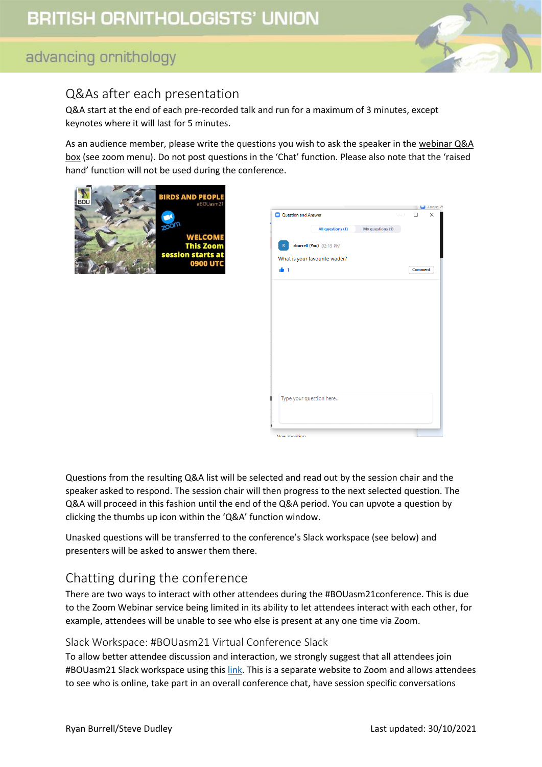## Q&As after each presentation

Q&A start at the end of each pre-recorded talk and run for a maximum of 3 minutes, except keynotes where it will last for 5 minutes.

As an audience member, please write the questions you wish to ask the speaker in the webinar Q&A box (see zoom menu). Do not post questions in the 'Chat' function. Please also note that the 'raised hand' function will not be used during the conference.

Questions from the resulting Q&A list will be selected and read out by the session chair and the speaker asked to respond. The session chair will then progress to the next selected question. The Q&A will proceed in this fashion until the end of the Q&A period. You can upvote a question by clicking the thumbs up icon within the 'Q&A' function window.

Unasked questions will be transferred to the conference's Slack workspace (see below) and presenters will be asked to answer them there.

## Chatting during the conference

There are two ways to interact with other attendees during the #BOUasm21conference. This is due to the Zoom Webinar service being limited in its ability to let attendees interact with each other, for example, attendees will be unable to see who else is present at any one time via Zoom.

### Slack Workspace: #BOUasm21 Virtual Conference Slack

To allow better attendee discussion and interaction, we strongly suggest that all attendees join #BOUasm21 Slack workspace using this link. This is a separate website to Zoom and allows attendees to see who is online, take part in an overall conference chat, have session specific conversations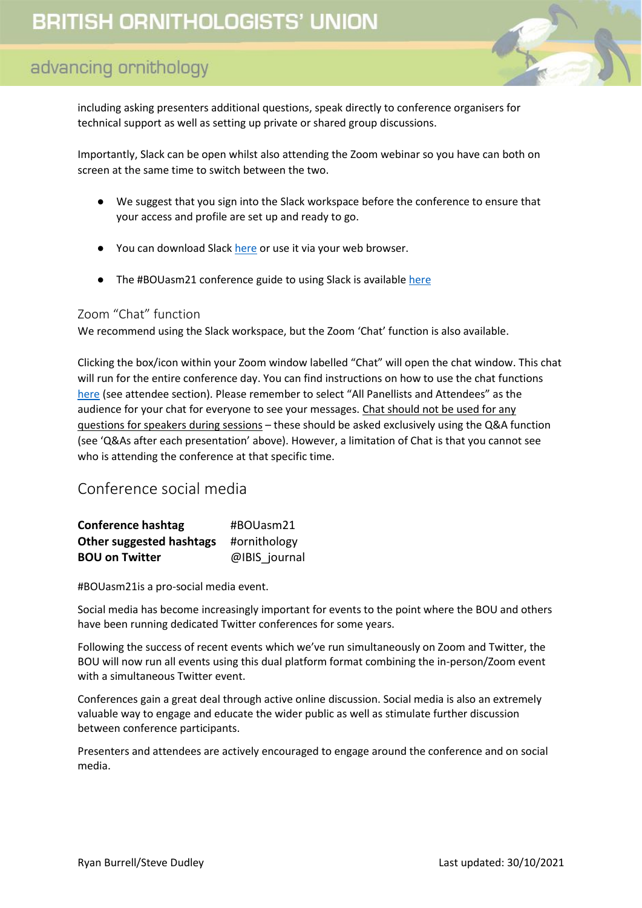including asking presenters additional questions, speak directly to conference organisers for technical support as well as setting up private or shared group discussions.

Importantly, Slack can be open whilst also attending the Zoom webinar so you have can both on screen at the same time to switch between the two.

- We suggest that you sign into the Slack workspace before the conference to ensure that your access and profile are set up and ready to go.
- You can download Slack here or use it via your web browser.
- The #BOUasm21 conference guide to using Slack is available here

### Zoom "Chat" function

We recommend using the Slack workspace, but the Zoom 'Chat' function is also available.

Clicking the box/icon within your Zoom window labelled "Chat" will open the chat window. This chat will run for the entire conference day. You can find instructions on how to use the chat functions here (see attendee section). Please remember to select "All Panellists and Attendees" as the audience for your chat for everyone to see your messages. Chat should not be used for any questions for speakers during sessions – these should be asked exclusively using the Q&A function (see 'Q&As after each presentation' above). However, a limitation of Chat is that you cannot see who is attending the conference at that specific time.

## Conference social media

| | |
|---|---|
| **Conference hashtag** | #BOUasm21 |
| **Other suggested hashtags** | #ornithology |
| **BOU on Twitter** | @IBIS_journal |

#BOUasm21is a pro-social media event.

Social media has become increasingly important for events to the point where the BOU and others have been running dedicated Twitter conferences for some years.

Following the success of recent events which we've run simultaneously on Zoom and Twitter, the BOU will now run all events using this dual platform format combining the in-person/Zoom event with a simultaneous Twitter event.

Conferences gain a great deal through active online discussion. Social media is also an extremely valuable way to engage and educate the wider public as well as stimulate further discussion between conference participants.

Presenters and attendees are actively encouraged to engage around the conference and on social media.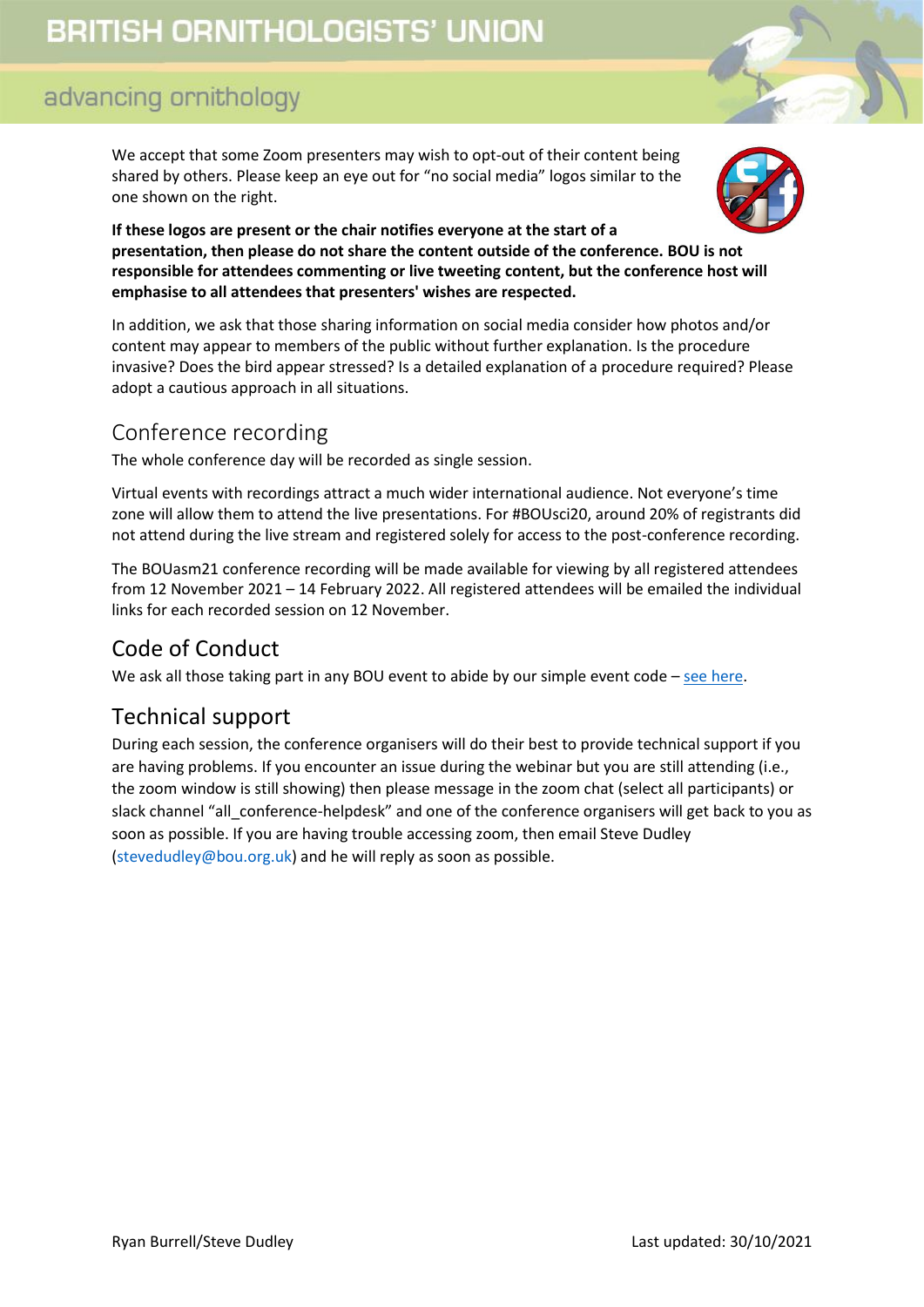We accept that some Zoom presenters may wish to opt-out of their content being shared by others. Please keep an eye out for "no social media" logos similar to the one shown on the right.

**If these logos are present or the chair notifies everyone at the start of a presentation, then please do not share the content outside of the conference. BOU is not responsible for attendees commenting or live tweeting content, but the conference host will emphasise to all attendees that presenters' wishes are respected.**

In addition, we ask that those sharing information on social media consider how photos and/or content may appear to members of the public without further explanation. Is the procedure invasive? Does the bird appear stressed? Is a detailed explanation of a procedure required? Please adopt a cautious approach in all situations.

## Conference recording

The whole conference day will be recorded as single session.

Virtual events with recordings attract a much wider international audience. Not everyone's time zone will allow them to attend the live presentations. For #BOUsci20, around 20% of registrants did not attend during the live stream and registered solely for access to the post-conference recording.

The BOUasm21 conference recording will be made available for viewing by all registered attendees from 12 November 2021 – 14 February 2022. All registered attendees will be emailed the individual links for each recorded session on 12 November.

## Code of Conduct

We ask all those taking part in any BOU event to abide by our simple event code – see here.

## Technical support

During each session, the conference organisers will do their best to provide technical support if you are having problems. If you encounter an issue during the webinar but you are still attending (i.e., the zoom window is still showing) then please message in the zoom chat (select all participants) or slack channel "all_conference-helpdesk" and one of the conference organisers will get back to you as soon as possible. If you are having trouble accessing zoom, then email Steve Dudley (stevedudley@bou.org.uk) and he will reply as soon as possible.

Ryan Burrell/Steve Dudley

Last updated: 30/10/2021